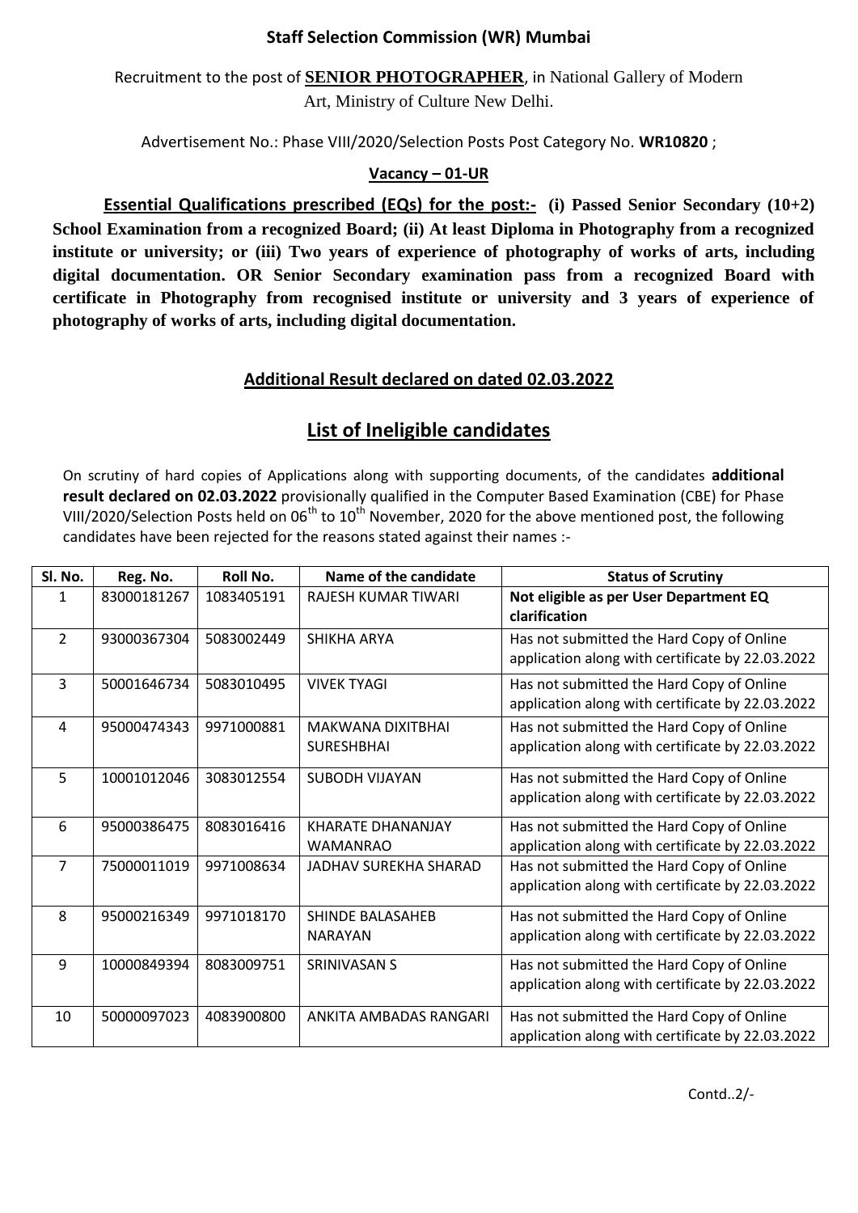**Staff Selection Commission (WR) Mumbai**

Recruitment to the post of **SENIOR PHOTOGRAPHER**, in National Gallery of Modern Art, Ministry of Culture New Delhi.

Advertisement No.: Phase VIII/2020/Selection Posts Post Category No. **WR10820** ;

**Vacancy – 01-UR**

**Essential Qualifications prescribed (EQs) for the post:- (i) Passed Senior Secondary (10+2) School Examination from a recognized Board; (ii) At least Diploma in Photography from a recognized institute or university; or (iii) Two years of experience of photography of works of arts, including digital documentation. OR Senior Secondary examination pass from a recognized Board with certificate in Photography from recognised institute or university and 3 years of experience of photography of works of arts, including digital documentation.**

## Additional Result declared on dated 02.03.2022

## List of Ineligible candidates

On scrutiny of hard copies of Applications along with supporting documents, of the candidates **additional result declared on 02.03.2022** provisionally qualified in the Computer Based Examination (CBE) for Phase VIII/2020/Selection Posts held on 06th to 10th November, 2020 for the above mentioned post, the following candidates have been rejected for the reasons stated against their names :-

| Sl. No. | Reg. No. | Roll No. | Name of the candidate | Status of Scrutiny |
|---|---|---|---|---|
| 1 | 83000181267 | 1083405191 | RAJESH KUMAR TIWARI | **Not eligible as per User Department EQ clarification** |
| 2 | 93000367304 | 5083002449 | SHIKHA ARYA | Has not submitted the Hard Copy of Online application along with certificate by 22.03.2022 |
| 3 | 50001646734 | 5083010495 | VIVEK TYAGI | Has not submitted the Hard Copy of Online application along with certificate by 22.03.2022 |
| 4 | 95000474343 | 9971000881 | MAKWANA DIXITBHAI SURESHBHAI | Has not submitted the Hard Copy of Online application along with certificate by 22.03.2022 |
| 5 | 10001012046 | 3083012554 | SUBODH VIJAYAN | Has not submitted the Hard Copy of Online application along with certificate by 22.03.2022 |
| 6 | 95000386475 | 8083016416 | KHARATE DHANANJAY WAMANRAO | Has not submitted the Hard Copy of Online application along with certificate by 22.03.2022 |
| 7 | 75000011019 | 9971008634 | JADHAV SUREKHA SHARAD | Has not submitted the Hard Copy of Online application along with certificate by 22.03.2022 |
| 8 | 95000216349 | 9971018170 | SHINDE BALASAHEB NARAYAN | Has not submitted the Hard Copy of Online application along with certificate by 22.03.2022 |
| 9 | 10000849394 | 8083009751 | SRINIVASAN S | Has not submitted the Hard Copy of Online application along with certificate by 22.03.2022 |
| 10 | 50000097023 | 4083900800 | ANKITA AMBADAS RANGARI | Has not submitted the Hard Copy of Online application along with certificate by 22.03.2022 |

Contd..2/-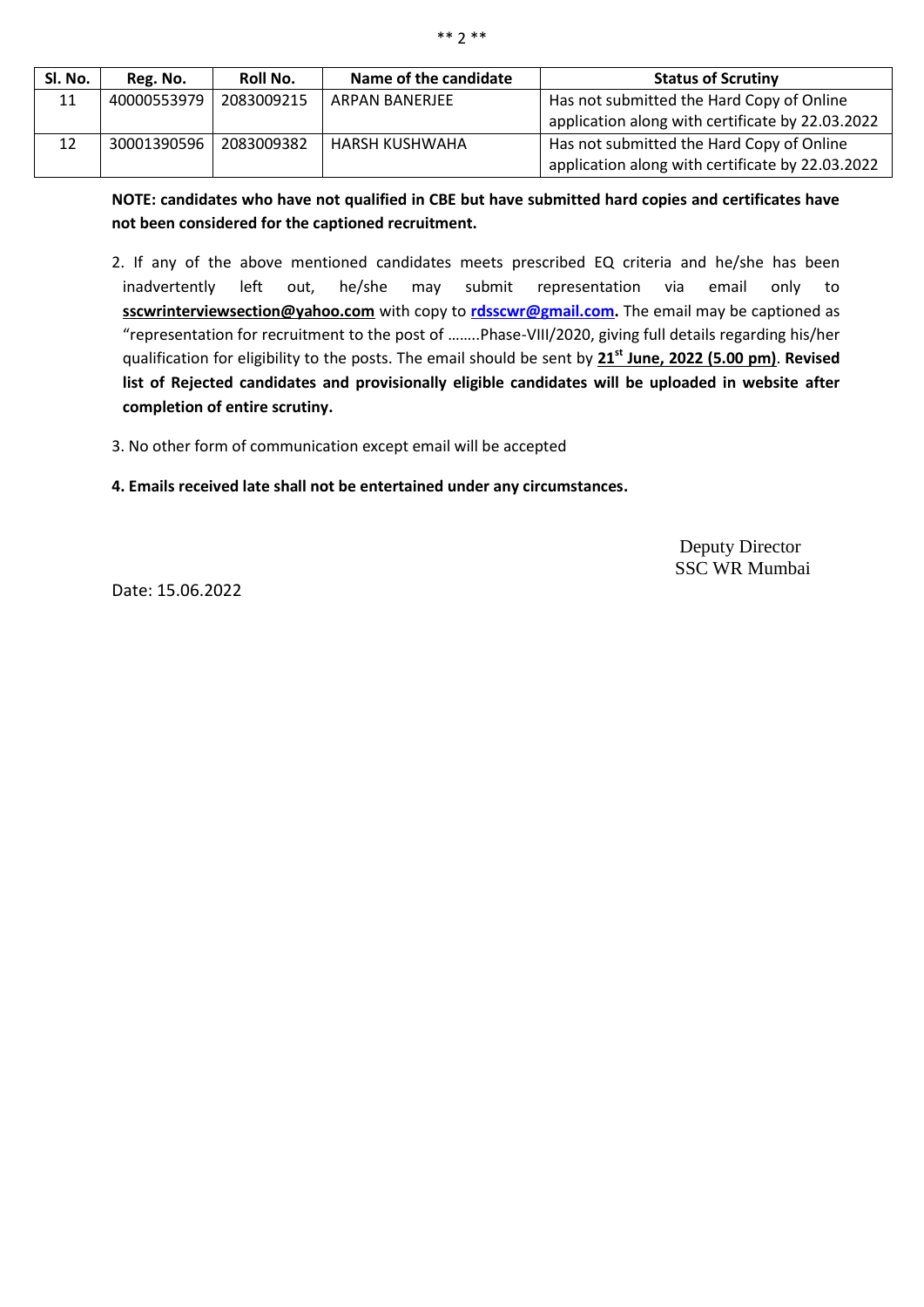| Sl. No. | Reg. No. | Roll No. | Name of the candidate | Status of Scrutiny |
|---|---|---|---|---|
| 11 | 40000553979 | 2083009215 | ARPAN BANERJEE | Has not submitted the Hard Copy of Online application along with certificate by 22.03.2022 |
| 12 | 30001390596 | 2083009382 | HARSH KUSHWAHA | Has not submitted the Hard Copy of Online application along with certificate by 22.03.2022 |

**NOTE: candidates who have not qualified in CBE but have submitted hard copies and certificates have not been considered for the captioned recruitment.**

2. If any of the above mentioned candidates meets prescribed EQ criteria and he/she has been inadvertently left out, he/she may submit representation via email only to **sscwrinterviewsection@yahoo.com** with copy to **rdsscwr@gmail.com.** The email may be captioned as "representation for recruitment to the post of ……..Phase-VIII/2020, giving full details regarding his/her qualification for eligibility to the posts. The email should be sent by **21st June, 2022 (5.00 pm)**. **Revised list of Rejected candidates and provisionally eligible candidates will be uploaded in website after completion of entire scrutiny.**

3. No other form of communication except email will be accepted

**4. Emails received late shall not be entertained under any circumstances.**

Deputy Director
SSC WR Mumbai

Date: 15.06.2022